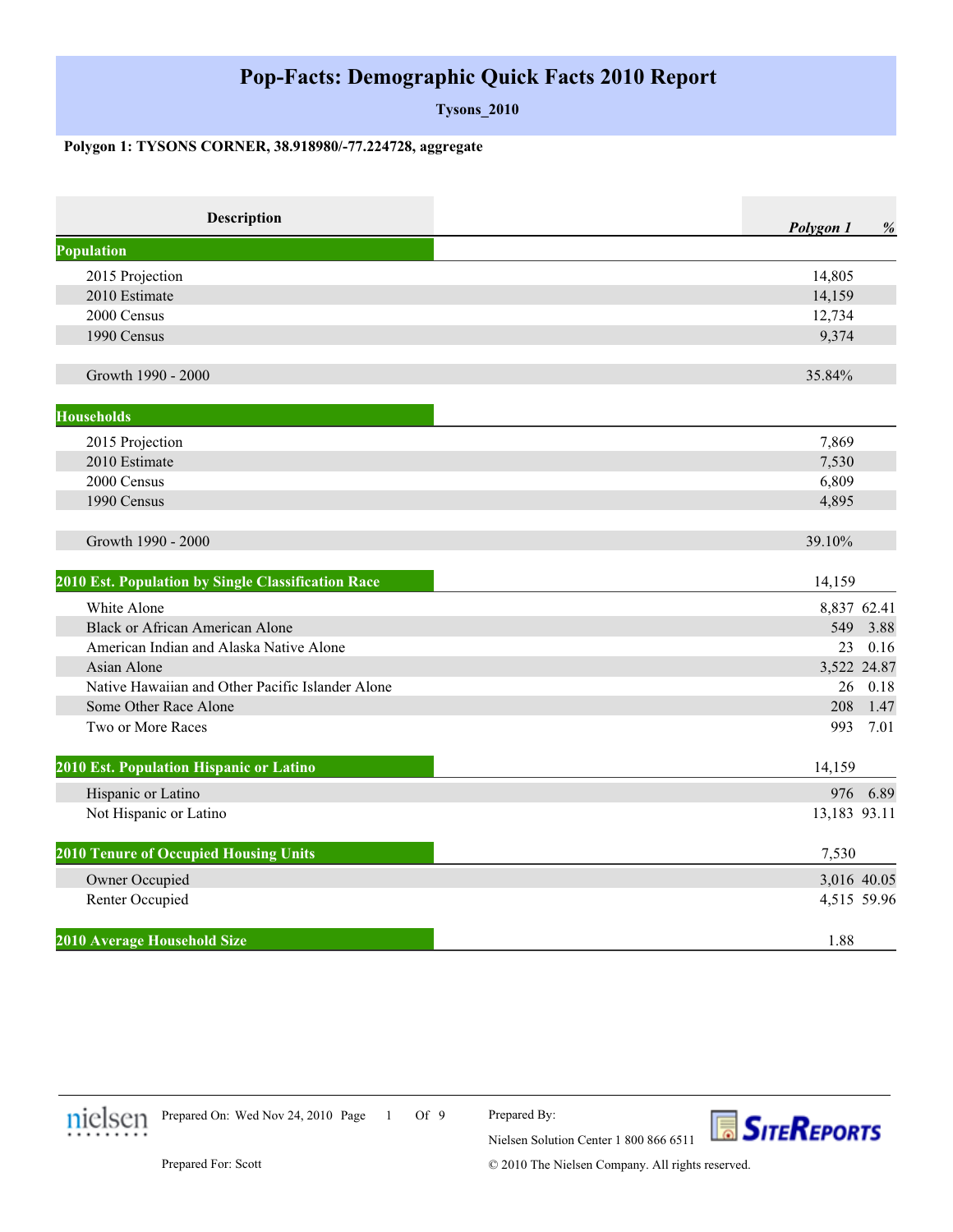# Pop-Facts: Demographic Quick Facts 2010 Report

**Tysons_2010**

**Polygon 1: TYSONS CORNER, 38.918980/-77.224728, aggregate**

| Description | *Polygon 1* | *%* |
|---|---|---|
| **Population** | | |
| 2015 Projection | 14,805 | |
| 2010 Estimate | 14,159 | |
| 2000 Census | 12,734 | |
| 1990 Census | 9,374 | |
| Growth 1990 - 2000 | 35.84% | |
| **Households** | | |
| 2015 Projection | 7,869 | |
| 2010 Estimate | 7,530 | |
| 2000 Census | 6,809 | |
| 1990 Census | 4,895 | |
| Growth 1990 - 2000 | 39.10% | |
| **2010 Est. Population by Single Classification Race** | 14,159 | |
| White Alone | 8,837 | 62.41 |
| Black or African American Alone | 549 | 3.88 |
| American Indian and Alaska Native Alone | 23 | 0.16 |
| Asian Alone | 3,522 | 24.87 |
| Native Hawaiian and Other Pacific Islander Alone | 26 | 0.18 |
| Some Other Race Alone | 208 | 1.47 |
| Two or More Races | 993 | 7.01 |
| **2010 Est. Population Hispanic or Latino** | 14,159 | |
| Hispanic or Latino | 976 | 6.89 |
| Not Hispanic or Latino | 13,183 | 93.11 |
| **2010 Tenure of Occupied Housing Units** | 7,530 | |
| Owner Occupied | 3,016 | 40.05 |
| Renter Occupied | 4,515 | 59.96 |
| **2010 Average Household Size** | 1.88 | |

Prepared On: Wed Nov 24, 2010

Prepared For: Scott

Prepared By: Nielsen Solution Center 1 800 866 6511

© 2010 The Nielsen Company. All rights reserved.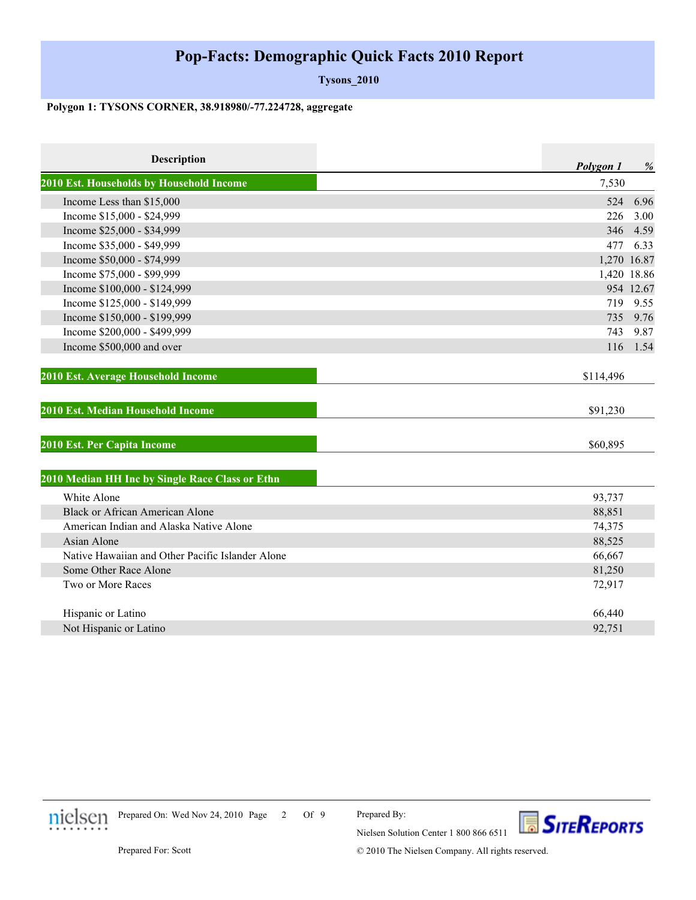# Pop-Facts: Demographic Quick Facts 2010 Report

**Tysons_2010**

**Polygon 1: TYSONS CORNER, 38.918980/-77.224728, aggregate**

| Description | Polygon 1 | % |
|---|---|---|
| **2010 Est. Households by Household Income** | 7,530 | |
| Income Less than $15,000 | 524 | 6.96 |
| Income $15,000 - $24,999 | 226 | 3.00 |
| Income $25,000 - $34,999 | 346 | 4.59 |
| Income $35,000 - $49,999 | 477 | 6.33 |
| Income $50,000 - $74,999 | 1,270 | 16.87 |
| Income $75,000 - $99,999 | 1,420 | 18.86 |
| Income $100,000 - $124,999 | 954 | 12.67 |
| Income $125,000 - $149,999 | 719 | 9.55 |
| Income $150,000 - $199,999 | 735 | 9.76 |
| Income $200,000 - $499,999 | 743 | 9.87 |
| Income $500,000 and over | 116 | 1.54 |
| **2010 Est. Average Household Income** | $114,496 | |
| **2010 Est. Median Household Income** | $91,230 | |
| **2010 Est. Per Capita Income** | $60,895 | |
| **2010 Median HH Inc by Single Race Class or Ethn** | | |
| White Alone | 93,737 | |
| Black or African American Alone | 88,851 | |
| American Indian and Alaska Native Alone | 74,375 | |
| Asian Alone | 88,525 | |
| Native Hawaiian and Other Pacific Islander Alone | 66,667 | |
| Some Other Race Alone | 81,250 | |
| Two or More Races | 72,917 | |
| Hispanic or Latino | 66,440 | |
| Not Hispanic or Latino | 92,751 | |

Prepared On: Wed Nov 24, 2010

Prepared For: Scott

Prepared By: Nielsen Solution Center 1 800 866 6511

© 2010 The Nielsen Company. All rights reserved.